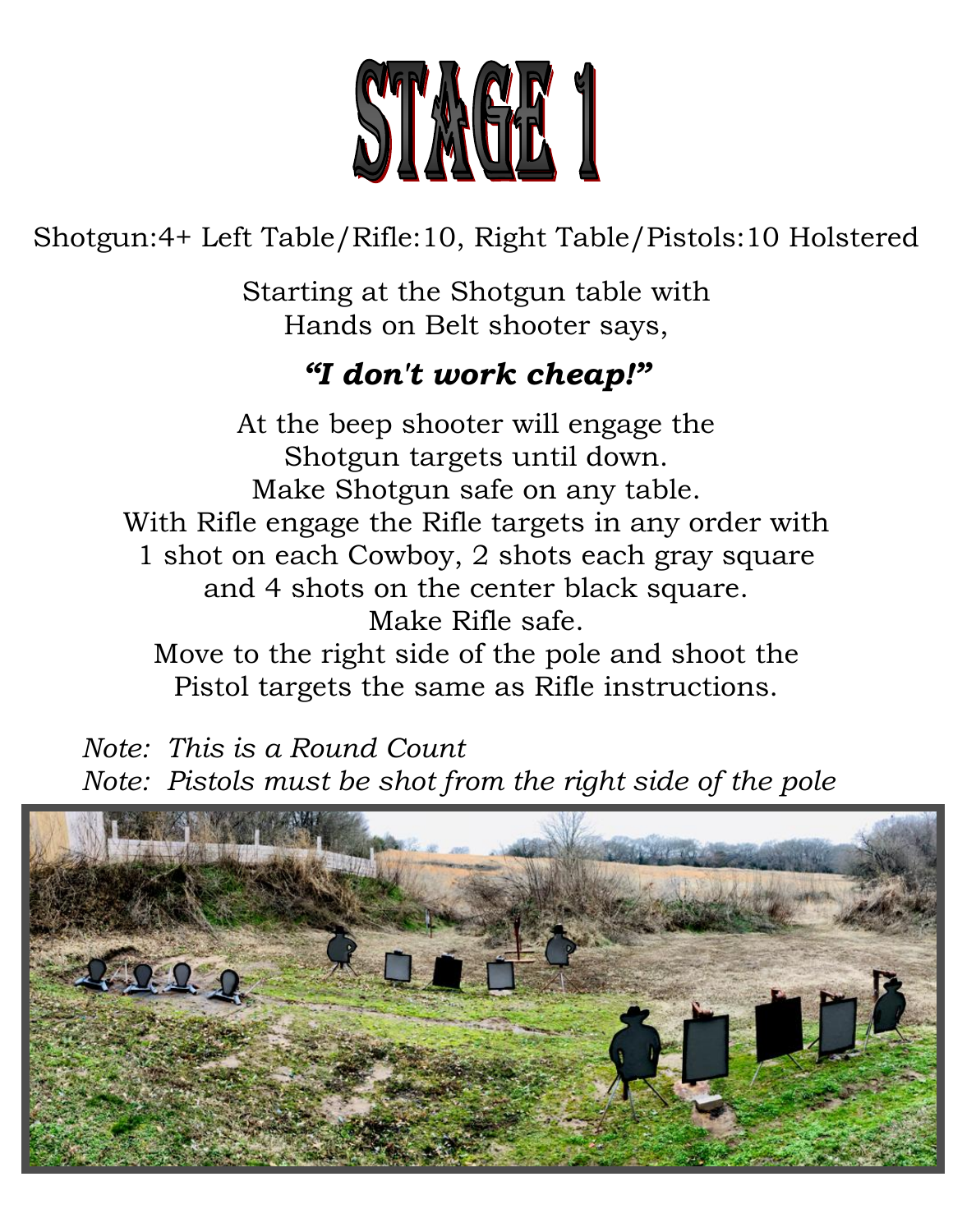# STAGE 1

Shotgun:4+ Left Table/Rifle:10, Right Table/Pistols:10 Holstered

Starting at the Shotgun table with
Hands on Belt shooter says,

***"I don't work cheap!"***

At the beep shooter will engage the
Shotgun targets until down.
Make Shotgun safe on any table.
With Rifle engage the Rifle targets in any order with
1 shot on each Cowboy, 2 shots each gray square
and 4 shots on the center black square.
Make Rifle safe.
Move to the right side of the pole and shoot the
Pistol targets the same as Rifle instructions.

*Note: This is a Round Count*
*Note: Pistols must be shot from the right side of the pole*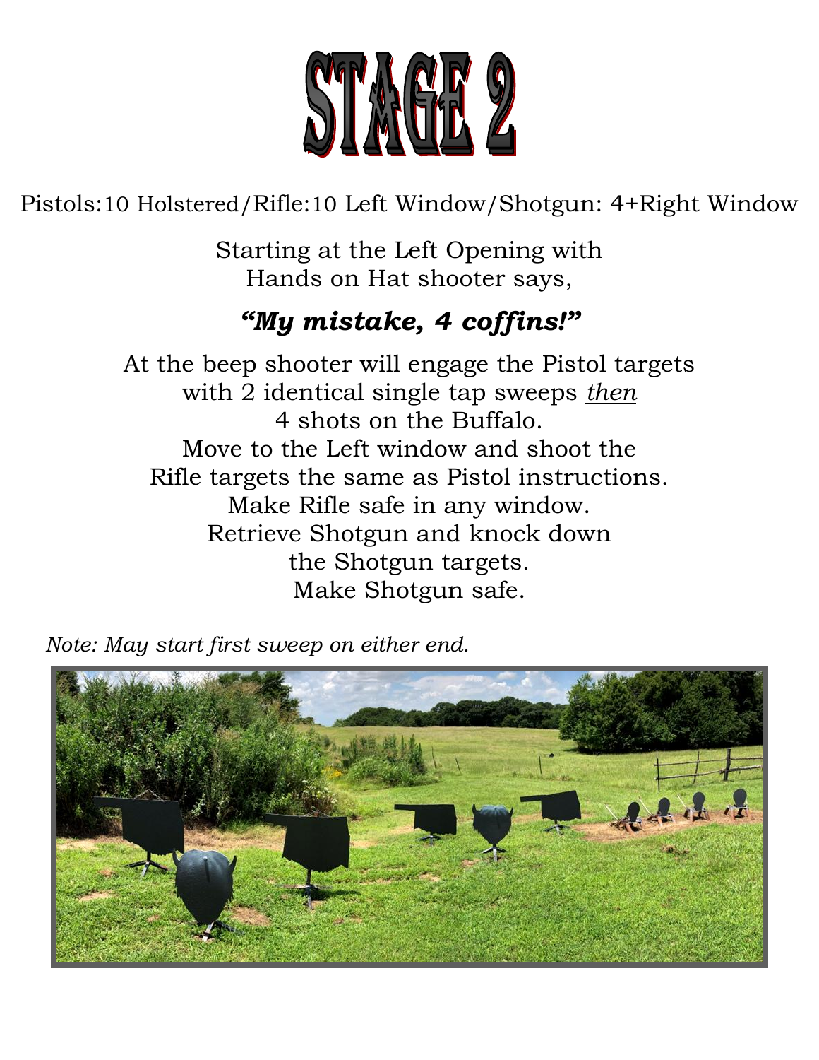# STAGE 2

Pistols:10 Holstered/Rifle:10 Left Window/Shotgun: 4+Right Window

Starting at the Left Opening with
Hands on Hat shooter says,

***"My mistake, 4 coffins!"***

At the beep shooter will engage the Pistol targets
with 2 identical single tap sweeps <u>*then*</u>
4 shots on the Buffalo.
Move to the Left window and shoot the
Rifle targets the same as Pistol instructions.
Make Rifle safe in any window.
Retrieve Shotgun and knock down
the Shotgun targets.
Make Shotgun safe.

*Note: May start first sweep on either end.*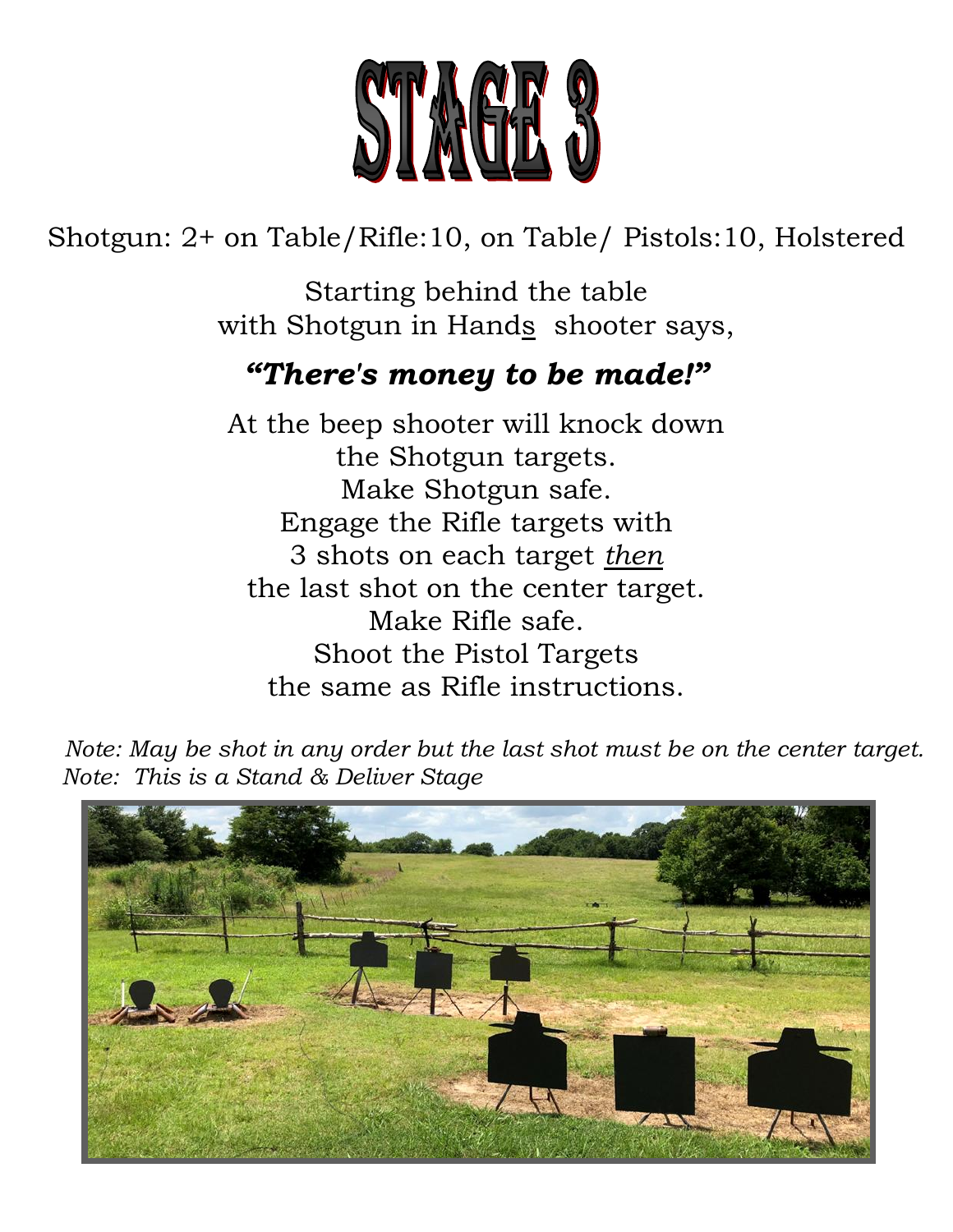# STAGE 3

Shotgun: 2+ on Table/Rifle:10, on Table/ Pistols:10, Holstered

Starting behind the table
with Shotgun in Hands shooter says,

***"There's money to be made!"***

At the beep shooter will knock down
the Shotgun targets.
Make Shotgun safe.
Engage the Rifle targets with
3 shots on each target *then*
the last shot on the center target.
Make Rifle safe.
Shoot the Pistol Targets
the same as Rifle instructions.

*Note: May be shot in any order but the last shot must be on the center target.*
*Note: This is a Stand & Deliver Stage*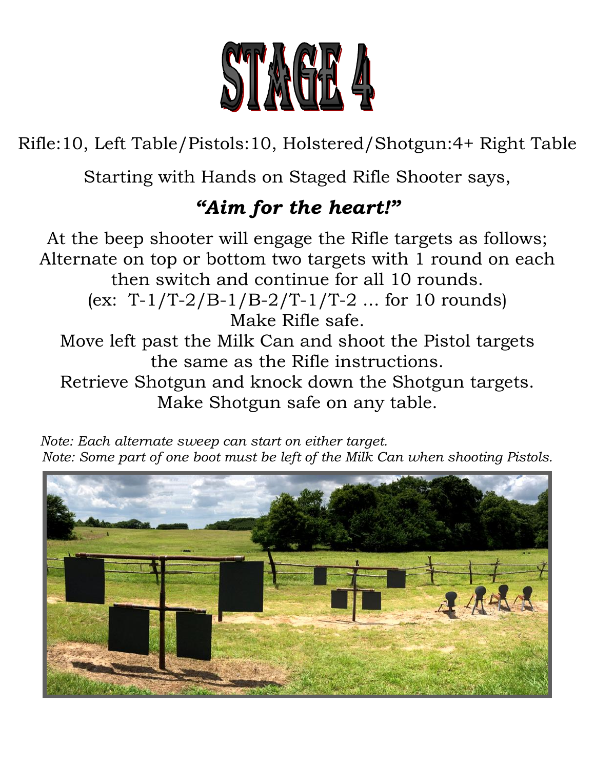# STAGE 4

Rifle:10, Left Table/Pistols:10, Holstered/Shotgun:4+ Right Table

Starting with Hands on Staged Rifle Shooter says,

***"Aim for the heart!"***

At the beep shooter will engage the Rifle targets as follows;
Alternate on top or bottom two targets with 1 round on each then switch and continue for all 10 rounds.
(ex: T-1/T-2/B-1/B-2/T-1/T-2 … for 10 rounds)
Make Rifle safe.
Move left past the Milk Can and shoot the Pistol targets the same as the Rifle instructions.
Retrieve Shotgun and knock down the Shotgun targets.
Make Shotgun safe on any table.

*Note: Each alternate sweep can start on either target.*
*Note: Some part of one boot must be left of the Milk Can when shooting Pistols.*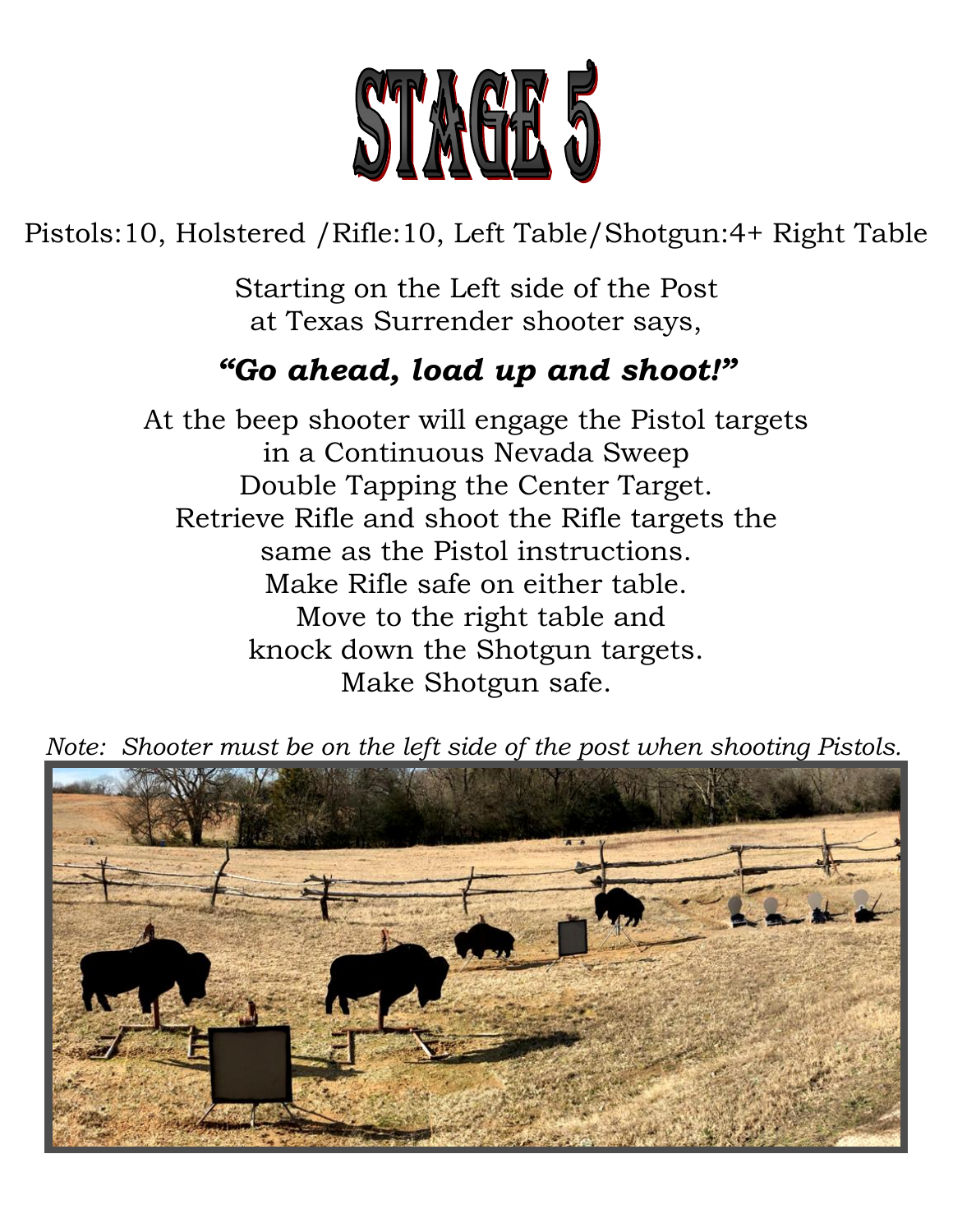# STAGE 5

Pistols:10, Holstered /Rifle:10, Left Table/Shotgun:4+ Right Table

Starting on the Left side of the Post at Texas Surrender shooter says,

***"Go ahead, load up and shoot!"***

At the beep shooter will engage the Pistol targets in a Continuous Nevada Sweep Double Tapping the Center Target. Retrieve Rifle and shoot the Rifle targets the same as the Pistol instructions. Make Rifle safe on either table. Move to the right table and knock down the Shotgun targets. Make Shotgun safe.

*Note: Shooter must be on the left side of the post when shooting Pistols.*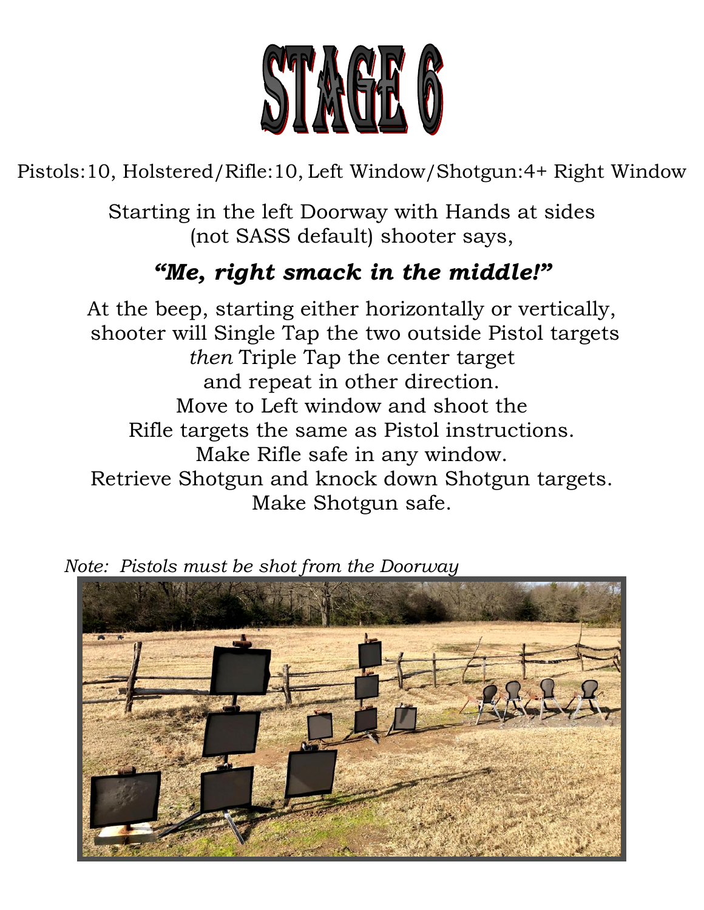# STAGE 6

Pistols:10, Holstered/Rifle:10, Left Window/Shotgun:4+ Right Window

Starting in the left Doorway with Hands at sides (not SASS default) shooter says,

***"Me, right smack in the middle!"***

At the beep, starting either horizontally or vertically, shooter will Single Tap the two outside Pistol targets *then* Triple Tap the center target and repeat in other direction.
Move to Left window and shoot the Rifle targets the same as Pistol instructions.
Make Rifle safe in any window.
Retrieve Shotgun and knock down Shotgun targets.
Make Shotgun safe.

*Note: Pistols must be shot from the Doorway*